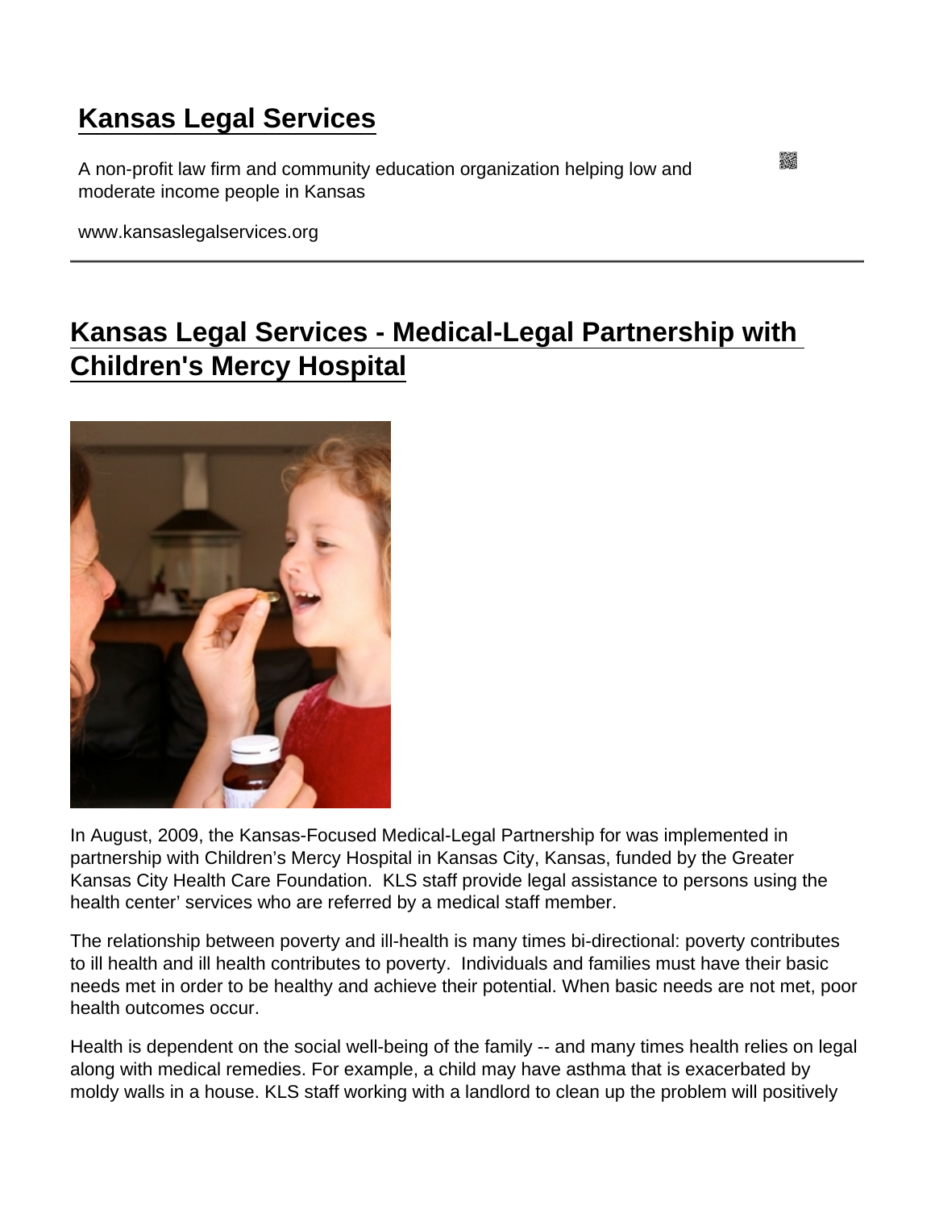# Kansas Legal Services

A non-profit law firm and community education organization helping low and moderate income people in Kansas

www.kansaslegalservices.org

## Kansas Legal Services - Medical-Legal Partnership with Children's Mercy Hospital

In August, 2009, the Kansas-Focused Medical-Legal Partnership for was implemented in partnership with Children's Mercy Hospital in Kansas City, Kansas, funded by the Greater Kansas City Health Care Foundation. KLS staff provide legal assistance to persons using the health center' services who are referred by a medical staff member.

The relationship between poverty and ill-health is many times bi-directional: poverty contributes to ill health and ill health contributes to poverty. Individuals and families must have their basic needs met in order to be healthy and achieve their potential. When basic needs are not met, poor health outcomes occur.

Health is dependent on the social well-being of the family -- and many times health relies on legal along with medical remedies. For example, a child may have asthma that is exacerbated by moldy walls in a house. KLS staff working with a landlord to clean up the problem will positively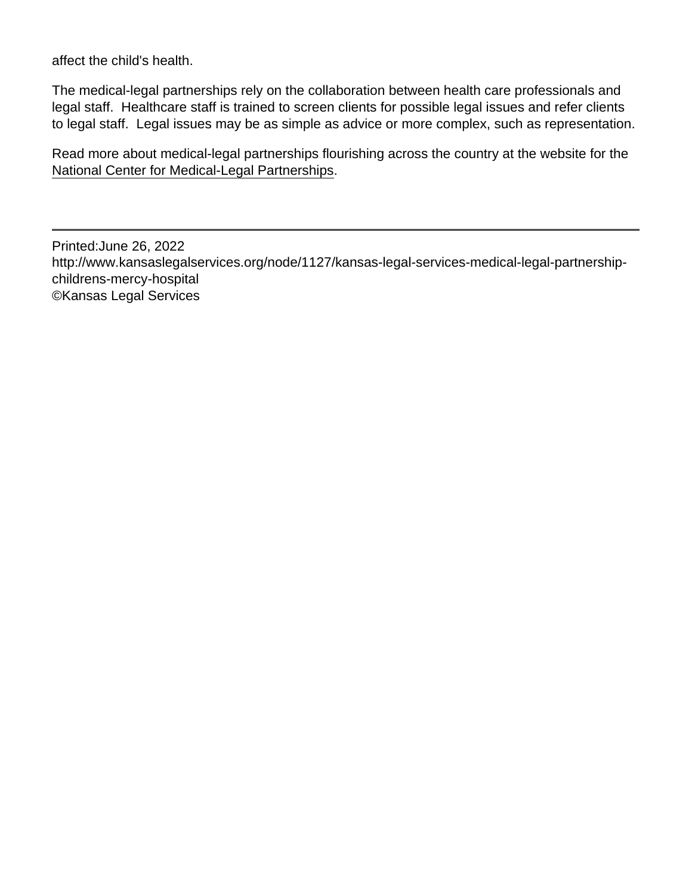affect the child's health.

The medical-legal partnerships rely on the collaboration between health care professionals and legal staff. Healthcare staff is trained to screen clients for possible legal issues and refer clients to legal staff. Legal issues may be as simple as advice or more complex, such as representation.

Read more about medical-legal partnerships flourishing across the country at the website for the National Center for Medical-Legal Partnerships.

---

Printed:June 26, 2022
http://www.kansaslegalservices.org/node/1127/kansas-legal-services-medical-legal-partnership-childrens-mercy-hospital
©Kansas Legal Services